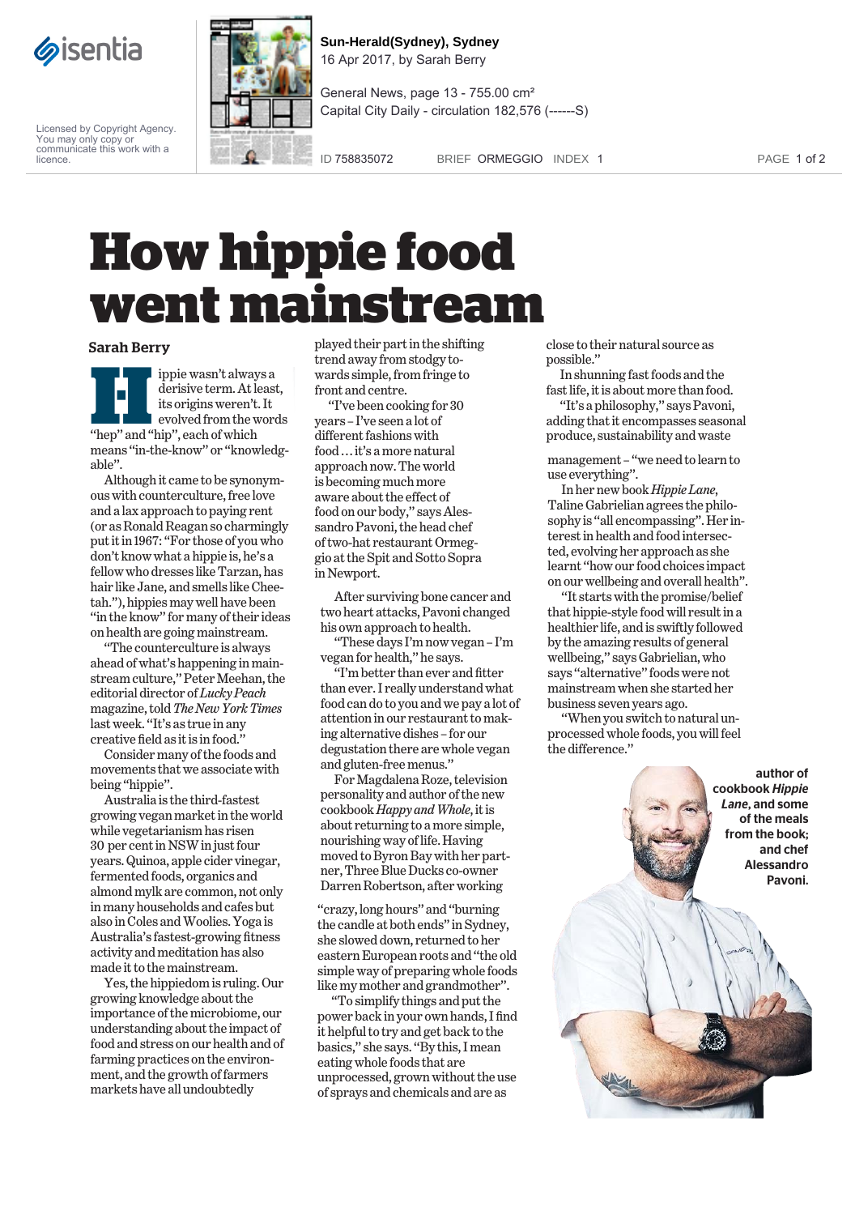# How hippie food went mainstream

**Sarah Berry**

Hippie wasn't always a derisive term. At least, its origins weren't. It evolved from the words "hep" and "hip", each of which means "in-the-know" or "knowledgeable".

Although it came to be synonymous with counterculture, free love and a lax approach to paying rent (or as Ronald Reagan so charmingly put it in 1967: "For those of you who don't know what a hippie is, he's a fellow who dresses like Tarzan, has hair like Jane, and smells like Cheetah."), hippies may well have been "in the know" for many of their ideas on health are going mainstream.

"The counterculture is always ahead of what's happening in mainstream culture," Peter Meehan, the editorial director of *Lucky Peach* magazine, told *The New York Times* last week. "It's as true in any creative field as it is in food."

Consider many of the foods and movements that we associate with being "hippie".

Australia is the third-fastest growing vegan market in the world while vegetarianism has risen 30 per cent in NSW in just four years. Quinoa, apple cider vinegar, fermented foods, organics and almond mylk are common, not only in many households and cafes but also in Coles and Woolies. Yoga is Australia's fastest-growing fitness activity and meditation has also made it to the mainstream.

Yes, the hippiedom is ruling. Our growing knowledge about the importance of the microbiome, our understanding about the impact of food and stress on our health and of farming practices on the environment, and the growth of farmers markets have all undoubtedly played their part in the shifting trend away from stodgy towards simple, from fringe to front and centre.

"I've been cooking for 30 years – I've seen a lot of different fashions with food … it's a more natural approach now. The world is becoming much more aware about the effect of food on our body," says Alessandro Pavoni, the head chef of two-hat restaurant Ormeggio at the Spit and Sotto Sopra in Newport.

After surviving bone cancer and two heart attacks, Pavoni changed his own approach to health.

"These days I'm now vegan – I'm vegan for health," he says.

"I'm better than ever and fitter than ever. I really understand what food can do to you and we pay a lot of attention in our restaurant to making alternative dishes – for our degustation there are whole vegan and gluten-free menus."

For Magdalena Roze, television personality and author of the new cookbook *Happy and Whole*, it is about returning to a more simple, nourishing way of life. Having moved to Byron Bay with her partner, Three Blue Ducks co-owner Darren Robertson, after working "crazy, long hours" and "burning the candle at both ends" in Sydney, she slowed down, returned to her eastern European roots and "the old simple way of preparing whole foods like my mother and grandmother".

"To simplify things and put the power back in your own hands, I find it helpful to try and get back to the basics," she says. "By this, I mean eating whole foods that are unprocessed, grown without the use of sprays and chemicals and are as close to their natural source as possible."

In shunning fast foods and the fast life, it is about more than food.

"It's a philosophy," says Pavoni, adding that it encompasses seasonal produce, sustainability and waste management – "we need to learn to use everything".

In her new book *Hippie Lane*, Taline Gabrielian agrees the philosophy is "all encompassing". Her interest in health and food intersected, evolving her approach as she learnt "how our food choices impact on our wellbeing and overall health".

"It starts with the promise/belief that hippie-style food will result in a healthier life, and is swiftly followed by the amazing results of general wellbeing," says Gabrielian, who says "alternative" foods were not mainstream when she started her business seven years ago.

"When you switch to natural unprocessed whole foods, you will feel the difference."

**author of cookbook *Hippie Lane*, and some of the meals from the book; and chef Alessandro Pavoni.**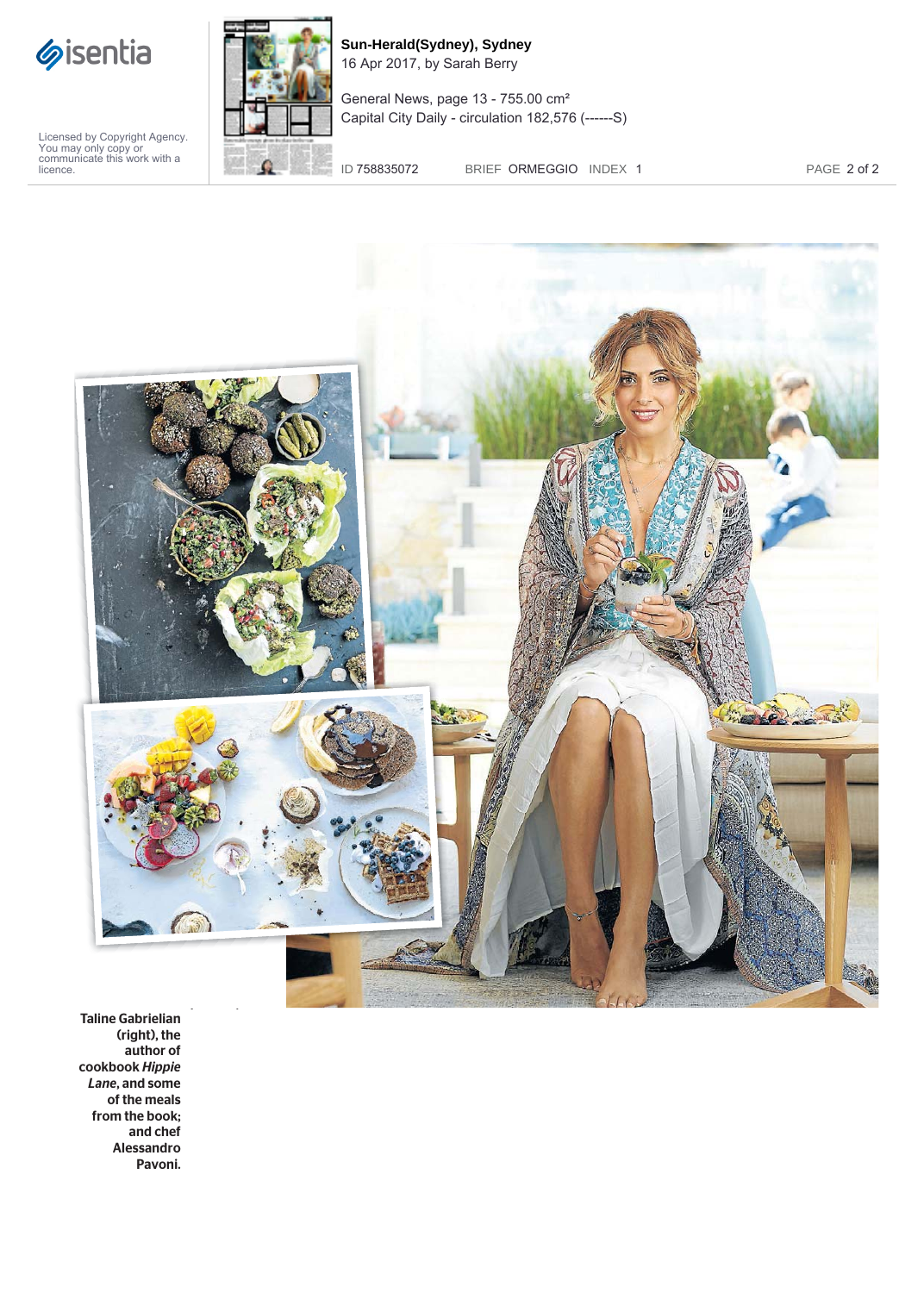**Taline Gabrielian (right), the author of cookbook *Hippie Lane*, and some of the meals from the book; and chef Alessandro Pavoni.**